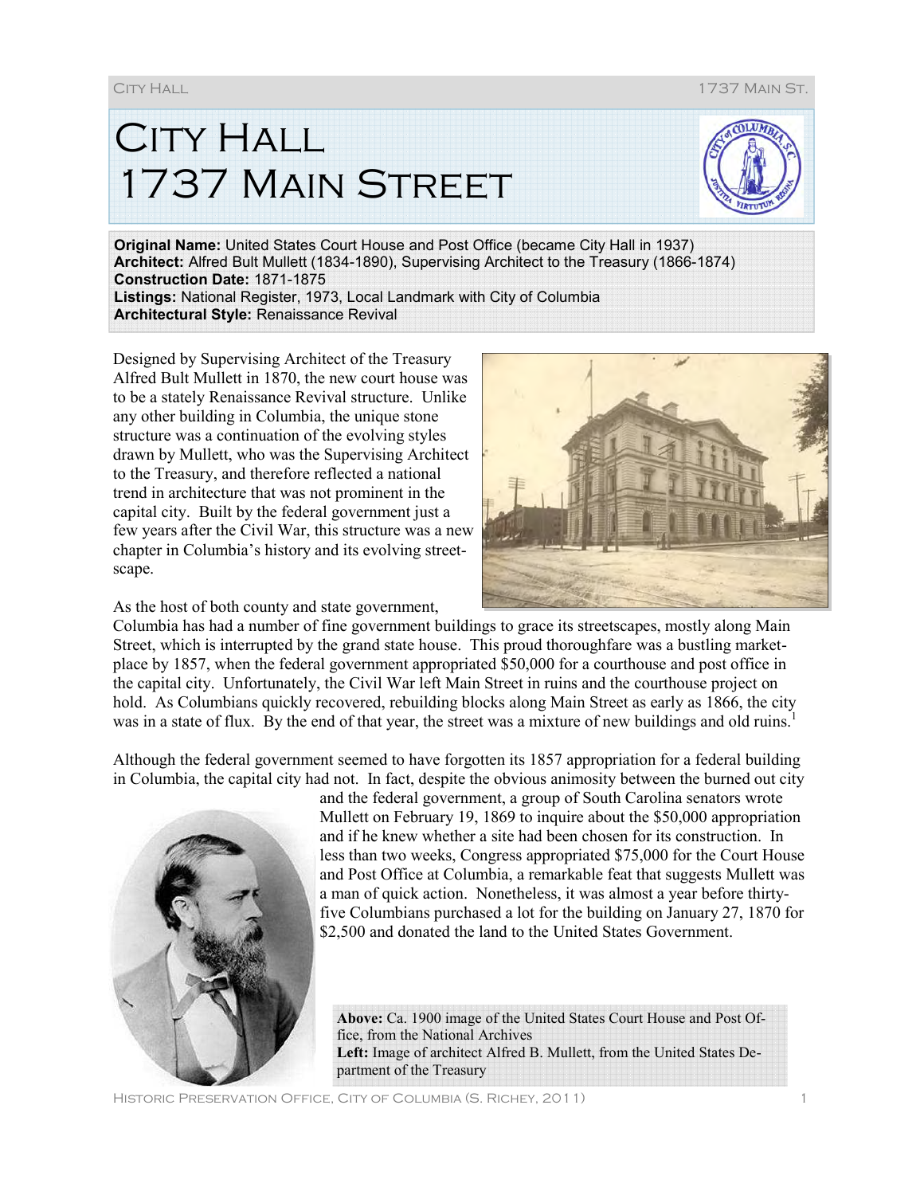# City Hall 1737 Main Street

**Original Name:** United States Court House and Post Office (became City Hall in 1937)
**Architect:** Alfred Bult Mullett (1834-1890), Supervising Architect to the Treasury (1866-1874)
**Construction Date:** 1871-1875
**Listings:** National Register, 1973, Local Landmark with City of Columbia
**Architectural Style:** Renaissance Revival

Designed by Supervising Architect of the Treasury Alfred Bult Mullett in 1870, the new court house was to be a stately Renaissance Revival structure. Unlike any other building in Columbia, the unique stone structure was a continuation of the evolving styles drawn by Mullett, who was the Supervising Architect to the Treasury, and therefore reflected a national trend in architecture that was not prominent in the capital city. Built by the federal government just a few years after the Civil War, this structure was a new chapter in Columbia's history and its evolving streetscape.

As the host of both county and state government, Columbia has had a number of fine government buildings to grace its streetscapes, mostly along Main Street, which is interrupted by the grand state house. This proud thoroughfare was a bustling marketplace by 1857, when the federal government appropriated $50,000 for a courthouse and post office in the capital city. Unfortunately, the Civil War left Main Street in ruins and the courthouse project on hold. As Columbians quickly recovered, rebuilding blocks along Main Street as early as 1866, the city was in a state of flux. By the end of that year, the street was a mixture of new buildings and old ruins.[1]

Although the federal government seemed to have forgotten its 1857 appropriation for a federal building in Columbia, the capital city had not. In fact, despite the obvious animosity between the burned out city and the federal government, a group of South Carolina senators wrote Mullett on February 19, 1869 to inquire about the $50,000 appropriation and if he knew whether a site had been chosen for its construction. In less than two weeks, Congress appropriated $75,000 for the Court House and Post Office at Columbia, a remarkable feat that suggests Mullett was a man of quick action. Nonetheless, it was almost a year before thirty-five Columbians purchased a lot for the building on January 27, 1870 for $2,500 and donated the land to the United States Government.

**Above:** Ca. 1900 image of the United States Court House and Post Office, from the National Archives
**Left:** Image of architect Alfred B. Mullett, from the United States Department of the Treasury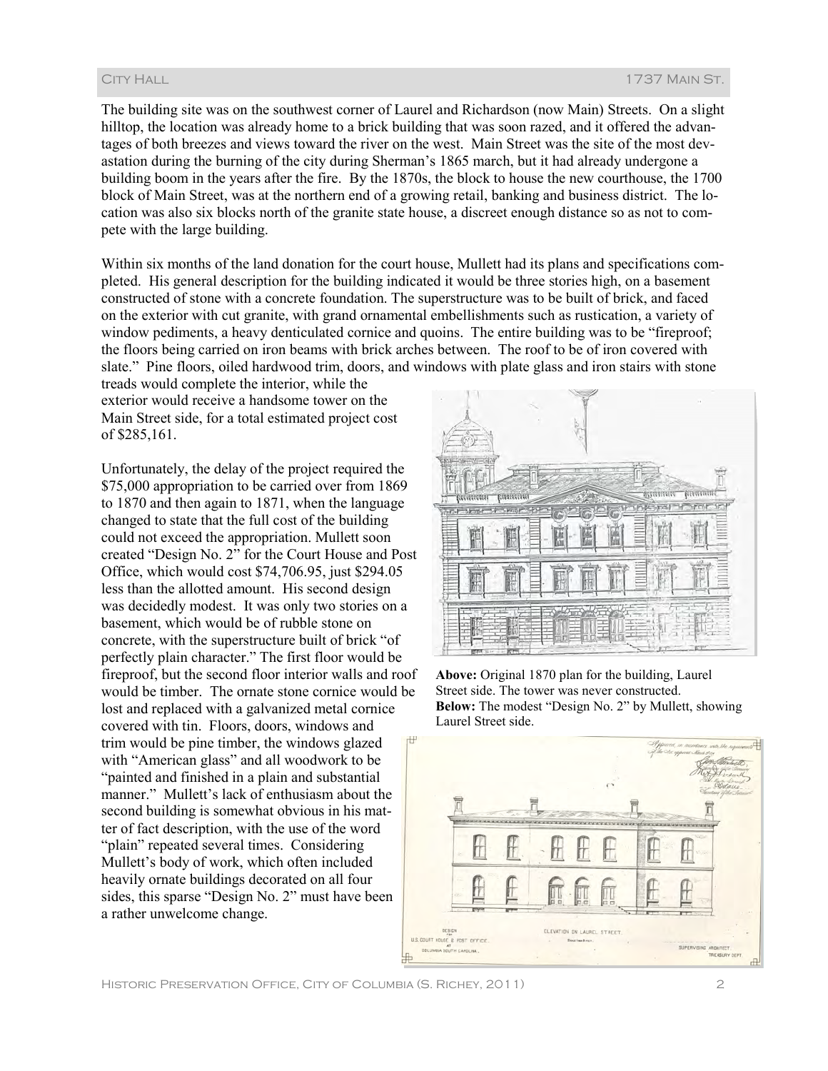The building site was on the southwest corner of Laurel and Richardson (now Main) Streets. On a slight hilltop, the location was already home to a brick building that was soon razed, and it offered the advantages of both breezes and views toward the river on the west. Main Street was the site of the most devastation during the burning of the city during Sherman's 1865 march, but it had already undergone a building boom in the years after the fire. By the 1870s, the block to house the new courthouse, the 1700 block of Main Street, was at the northern end of a growing retail, banking and business district. The location was also six blocks north of the granite state house, a discreet enough distance so as not to compete with the large building.

Within six months of the land donation for the court house, Mullett had its plans and specifications completed. His general description for the building indicated it would be three stories high, on a basement constructed of stone with a concrete foundation. The superstructure was to be built of brick, and faced on the exterior with cut granite, with grand ornamental embellishments such as rustication, a variety of window pediments, a heavy denticulated cornice and quoins. The entire building was to be "fireproof; the floors being carried on iron beams with brick arches between. The roof to be of iron covered with slate." Pine floors, oiled hardwood trim, doors, and windows with plate glass and iron stairs with stone treads would complete the interior, while the exterior would receive a handsome tower on the Main Street side, for a total estimated project cost of $285,161.

Unfortunately, the delay of the project required the $75,000 appropriation to be carried over from 1869 to 1870 and then again to 1871, when the language changed to state that the full cost of the building could not exceed the appropriation. Mullett soon created "Design No. 2" for the Court House and Post Office, which would cost $74,706.95, just $294.05 less than the allotted amount. His second design was decidedly modest. It was only two stories on a basement, which would be of rubble stone on concrete, with the superstructure built of brick "of perfectly plain character." The first floor would be fireproof, but the second floor interior walls and roof would be timber. The ornate stone cornice would be lost and replaced with a galvanized metal cornice covered with tin. Floors, doors, windows and trim would be pine timber, the windows glazed with "American glass" and all woodwork to be "painted and finished in a plain and substantial manner." Mullett's lack of enthusiasm about the second building is somewhat obvious in his matter of fact description, with the use of the word "plain" repeated several times. Considering Mullett's body of work, which often included heavily ornate buildings decorated on all four sides, this sparse "Design No. 2" must have been a rather unwelcome change.

**Above:** Original 1870 plan for the building, Laurel Street side. The tower was never constructed.
**Below:** The modest "Design No. 2" by Mullett, showing Laurel Street side.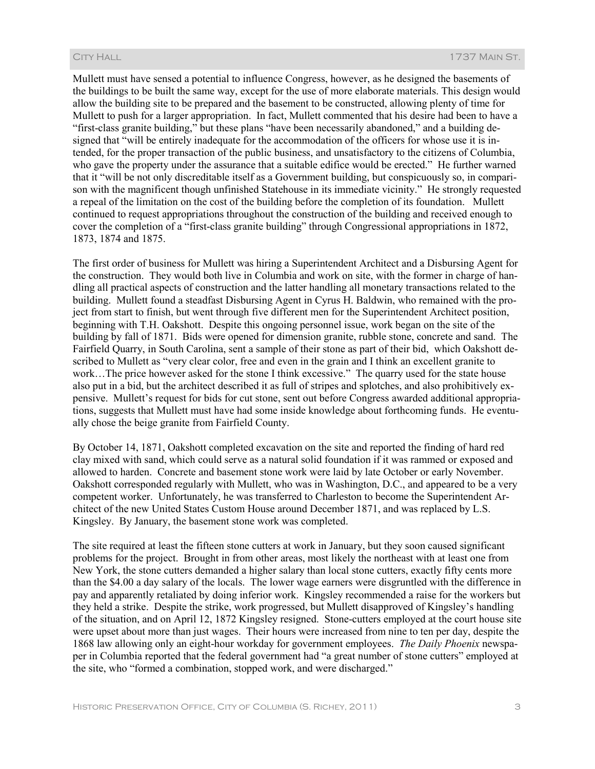Mullett must have sensed a potential to influence Congress, however, as he designed the basements of the buildings to be built the same way, except for the use of more elaborate materials. This design would allow the building site to be prepared and the basement to be constructed, allowing plenty of time for Mullett to push for a larger appropriation. In fact, Mullett commented that his desire had been to have a "first-class granite building," but these plans "have been necessarily abandoned," and a building designed that "will be entirely inadequate for the accommodation of the officers for whose use it is intended, for the proper transaction of the public business, and unsatisfactory to the citizens of Columbia, who gave the property under the assurance that a suitable edifice would be erected." He further warned that it "will be not only discreditable itself as a Government building, but conspicuously so, in comparison with the magnificent though unfinished Statehouse in its immediate vicinity." He strongly requested a repeal of the limitation on the cost of the building before the completion of its foundation. Mullett continued to request appropriations throughout the construction of the building and received enough to cover the completion of a "first-class granite building" through Congressional appropriations in 1872, 1873, 1874 and 1875.

The first order of business for Mullett was hiring a Superintendent Architect and a Disbursing Agent for the construction. They would both live in Columbia and work on site, with the former in charge of handling all practical aspects of construction and the latter handling all monetary transactions related to the building. Mullett found a steadfast Disbursing Agent in Cyrus H. Baldwin, who remained with the project from start to finish, but went through five different men for the Superintendent Architect position, beginning with T.H. Oakshott. Despite this ongoing personnel issue, work began on the site of the building by fall of 1871. Bids were opened for dimension granite, rubble stone, concrete and sand. The Fairfield Quarry, in South Carolina, sent a sample of their stone as part of their bid, which Oakshott described to Mullett as "very clear color, free and even in the grain and I think an excellent granite to work…The price however asked for the stone I think excessive." The quarry used for the state house also put in a bid, but the architect described it as full of stripes and splotches, and also prohibitively expensive. Mullett's request for bids for cut stone, sent out before Congress awarded additional appropriations, suggests that Mullett must have had some inside knowledge about forthcoming funds. He eventually chose the beige granite from Fairfield County.

By October 14, 1871, Oakshott completed excavation on the site and reported the finding of hard red clay mixed with sand, which could serve as a natural solid foundation if it was rammed or exposed and allowed to harden. Concrete and basement stone work were laid by late October or early November. Oakshott corresponded regularly with Mullett, who was in Washington, D.C., and appeared to be a very competent worker. Unfortunately, he was transferred to Charleston to become the Superintendent Architect of the new United States Custom House around December 1871, and was replaced by L.S. Kingsley. By January, the basement stone work was completed.

The site required at least the fifteen stone cutters at work in January, but they soon caused significant problems for the project. Brought in from other areas, most likely the northeast with at least one from New York, the stone cutters demanded a higher salary than local stone cutters, exactly fifty cents more than the $4.00 a day salary of the locals. The lower wage earners were disgruntled with the difference in pay and apparently retaliated by doing inferior work. Kingsley recommended a raise for the workers but they held a strike. Despite the strike, work progressed, but Mullett disapproved of Kingsley's handling of the situation, and on April 12, 1872 Kingsley resigned. Stone-cutters employed at the court house site were upset about more than just wages. Their hours were increased from nine to ten per day, despite the 1868 law allowing only an eight-hour workday for government employees. *The Daily Phoenix* newspaper in Columbia reported that the federal government had "a great number of stone cutters" employed at the site, who "formed a combination, stopped work, and were discharged."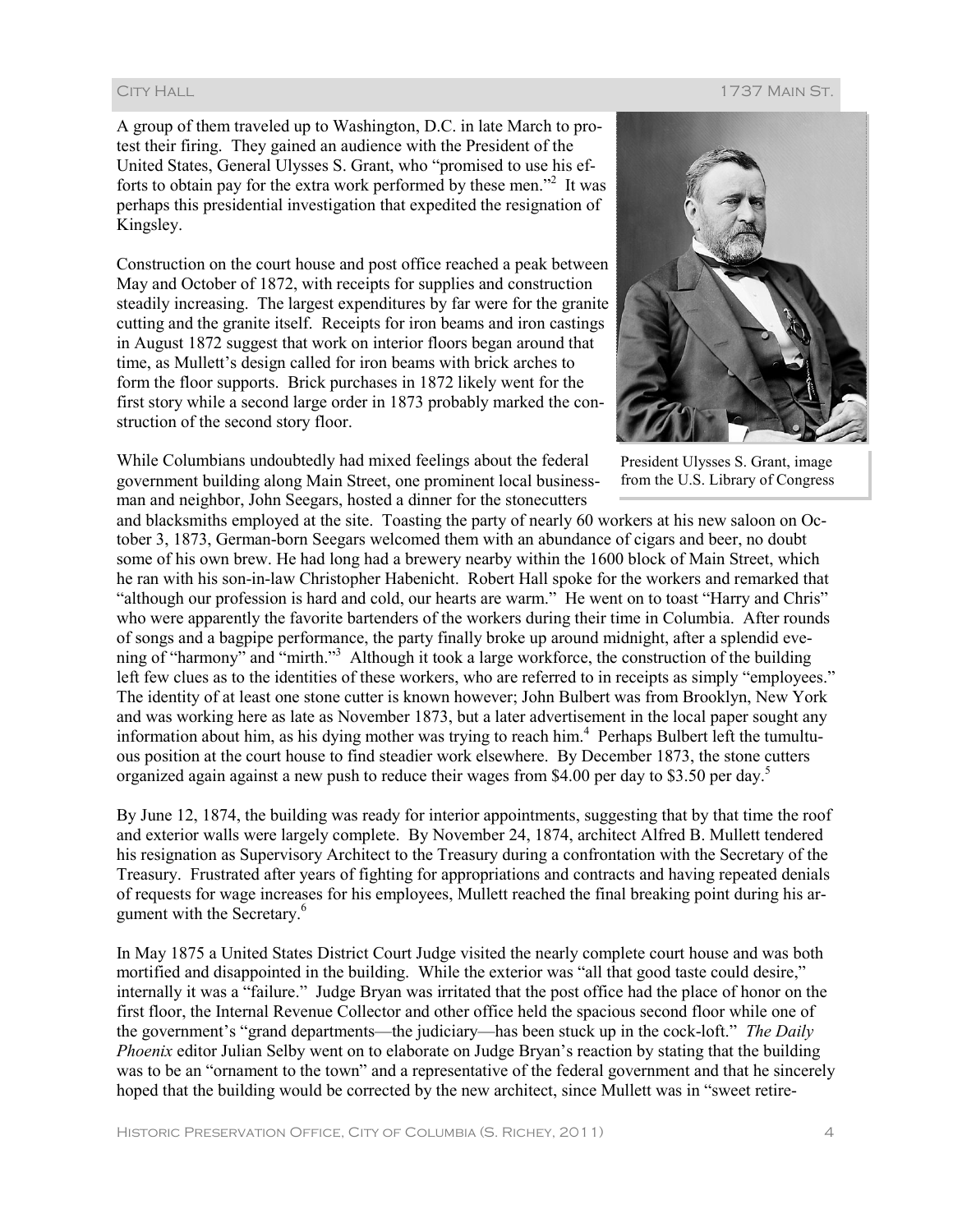A group of them traveled up to Washington, D.C. in late March to protest their firing. They gained an audience with the President of the United States, General Ulysses S. Grant, who "promised to use his efforts to obtain pay for the extra work performed by these men."[2] It was perhaps this presidential investigation that expedited the resignation of Kingsley.

Construction on the court house and post office reached a peak between May and October of 1872, with receipts for supplies and construction steadily increasing. The largest expenditures by far were for the granite cutting and the granite itself. Receipts for iron beams and iron castings in August 1872 suggest that work on interior floors began around that time, as Mullett's design called for iron beams with brick arches to form the floor supports. Brick purchases in 1872 likely went for the first story while a second large order in 1873 probably marked the construction of the second story floor.

President Ulysses S. Grant, image from the U.S. Library of Congress

While Columbians undoubtedly had mixed feelings about the federal government building along Main Street, one prominent local businessman and neighbor, John Seegars, hosted a dinner for the stonecutters and blacksmiths employed at the site. Toasting the party of nearly 60 workers at his new saloon on October 3, 1873, German-born Seegars welcomed them with an abundance of cigars and beer, no doubt some of his own brew. He had long had a brewery nearby within the 1600 block of Main Street, which he ran with his son-in-law Christopher Habenicht. Robert Hall spoke for the workers and remarked that "although our profession is hard and cold, our hearts are warm." He went on to toast "Harry and Chris" who were apparently the favorite bartenders of the workers during their time in Columbia. After rounds of songs and a bagpipe performance, the party finally broke up around midnight, after a splendid evening of "harmony" and "mirth."[3] Although it took a large workforce, the construction of the building left few clues as to the identities of these workers, who are referred to in receipts as simply "employees." The identity of at least one stone cutter is known however; John Bulbert was from Brooklyn, New York and was working here as late as November 1873, but a later advertisement in the local paper sought any information about him, as his dying mother was trying to reach him.[4] Perhaps Bulbert left the tumultuous position at the court house to find steadier work elsewhere. By December 1873, the stone cutters organized again against a new push to reduce their wages from $4.00 per day to $3.50 per day.[5]

By June 12, 1874, the building was ready for interior appointments, suggesting that by that time the roof and exterior walls were largely complete. By November 24, 1874, architect Alfred B. Mullett tendered his resignation as Supervisory Architect to the Treasury during a confrontation with the Secretary of the Treasury. Frustrated after years of fighting for appropriations and contracts and having repeated denials of requests for wage increases for his employees, Mullett reached the final breaking point during his argument with the Secretary.[6]

In May 1875 a United States District Court Judge visited the nearly complete court house and was both mortified and disappointed in the building. While the exterior was "all that good taste could desire," internally it was a "failure." Judge Bryan was irritated that the post office had the place of honor on the first floor, the Internal Revenue Collector and other office held the spacious second floor while one of the government's "grand departments—the judiciary—has been stuck up in the cock-loft." *The Daily Phoenix* editor Julian Selby went on to elaborate on Judge Bryan's reaction by stating that the building was to be an "ornament to the town" and a representative of the federal government and that he sincerely hoped that the building would be corrected by the new architect, since Mullett was in "sweet retire-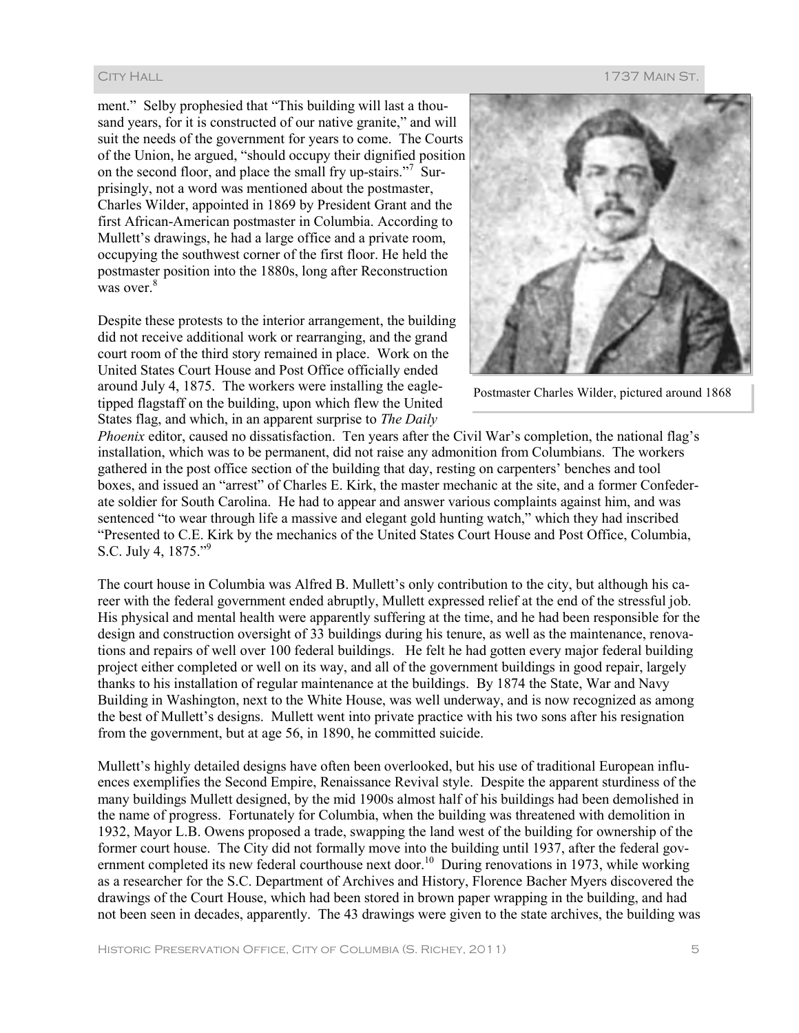ment." Selby prophesied that "This building will last a thousand years, for it is constructed of our native granite," and will suit the needs of the government for years to come. The Courts of the Union, he argued, "should occupy their dignified position on the second floor, and place the small fry up-stairs."[7] Surprisingly, not a word was mentioned about the postmaster, Charles Wilder, appointed in 1869 by President Grant and the first African-American postmaster in Columbia. According to Mullett's drawings, he had a large office and a private room, occupying the southwest corner of the first floor. He held the postmaster position into the 1880s, long after Reconstruction was over.[8]

Postmaster Charles Wilder, pictured around 1868

Despite these protests to the interior arrangement, the building did not receive additional work or rearranging, and the grand court room of the third story remained in place. Work on the United States Court House and Post Office officially ended around July 4, 1875. The workers were installing the eagle-tipped flagstaff on the building, upon which flew the United States flag, and which, in an apparent surprise to *The Daily Phoenix* editor, caused no dissatisfaction. Ten years after the Civil War's completion, the national flag's installation, which was to be permanent, did not raise any admonition from Columbians. The workers gathered in the post office section of the building that day, resting on carpenters' benches and tool boxes, and issued an "arrest" of Charles E. Kirk, the master mechanic at the site, and a former Confederate soldier for South Carolina. He had to appear and answer various complaints against him, and was sentenced "to wear through life a massive and elegant gold hunting watch," which they had inscribed "Presented to C.E. Kirk by the mechanics of the United States Court House and Post Office, Columbia, S.C. July 4, 1875."[9]

The court house in Columbia was Alfred B. Mullett's only contribution to the city, but although his career with the federal government ended abruptly, Mullett expressed relief at the end of the stressful job. His physical and mental health were apparently suffering at the time, and he had been responsible for the design and construction oversight of 33 buildings during his tenure, as well as the maintenance, renovations and repairs of well over 100 federal buildings. He felt he had gotten every major federal building project either completed or well on its way, and all of the government buildings in good repair, largely thanks to his installation of regular maintenance at the buildings. By 1874 the State, War and Navy Building in Washington, next to the White House, was well underway, and is now recognized as among the best of Mullett's designs. Mullett went into private practice with his two sons after his resignation from the government, but at age 56, in 1890, he committed suicide.

Mullett's highly detailed designs have often been overlooked, but his use of traditional European influences exemplifies the Second Empire, Renaissance Revival style. Despite the apparent sturdiness of the many buildings Mullett designed, by the mid 1900s almost half of his buildings had been demolished in the name of progress. Fortunately for Columbia, when the building was threatened with demolition in 1932, Mayor L.B. Owens proposed a trade, swapping the land west of the building for ownership of the former court house. The City did not formally move into the building until 1937, after the federal government completed its new federal courthouse next door.[10] During renovations in 1973, while working as a researcher for the S.C. Department of Archives and History, Florence Bacher Myers discovered the drawings of the Court House, which had been stored in brown paper wrapping in the building, and had not been seen in decades, apparently. The 43 drawings were given to the state archives, the building was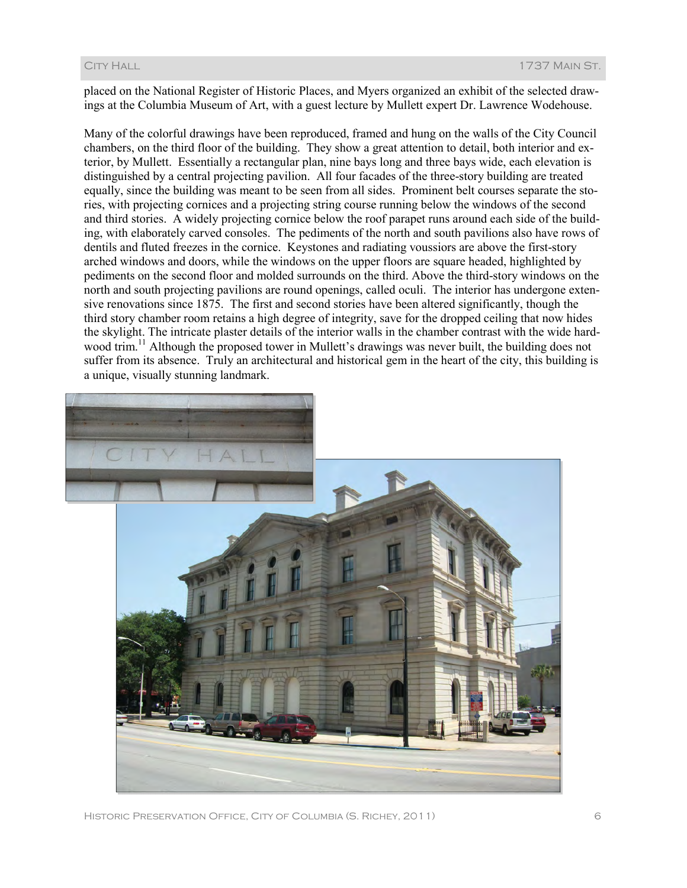placed on the National Register of Historic Places, and Myers organized an exhibit of the selected drawings at the Columbia Museum of Art, with a guest lecture by Mullett expert Dr. Lawrence Wodehouse.

Many of the colorful drawings have been reproduced, framed and hung on the walls of the City Council chambers, on the third floor of the building. They show a great attention to detail, both interior and exterior, by Mullett. Essentially a rectangular plan, nine bays long and three bays wide, each elevation is distinguished by a central projecting pavilion. All four facades of the three-story building are treated equally, since the building was meant to be seen from all sides. Prominent belt courses separate the stories, with projecting cornices and a projecting string course running below the windows of the second and third stories. A widely projecting cornice below the roof parapet runs around each side of the building, with elaborately carved consoles. The pediments of the north and south pavilions also have rows of dentils and fluted freezes in the cornice. Keystones and radiating voussiors are above the first-story arched windows and doors, while the windows on the upper floors are square headed, highlighted by pediments on the second floor and molded surrounds on the third. Above the third-story windows on the north and south projecting pavilions are round openings, called oculi. The interior has undergone extensive renovations since 1875. The first and second stories have been altered significantly, though the third story chamber room retains a high degree of integrity, save for the dropped ceiling that now hides the skylight. The intricate plaster details of the interior walls in the chamber contrast with the wide hardwood trim.[11] Although the proposed tower in Mullett's drawings was never built, the building does not suffer from its absence. Truly an architectural and historical gem in the heart of the city, this building is a unique, visually stunning landmark.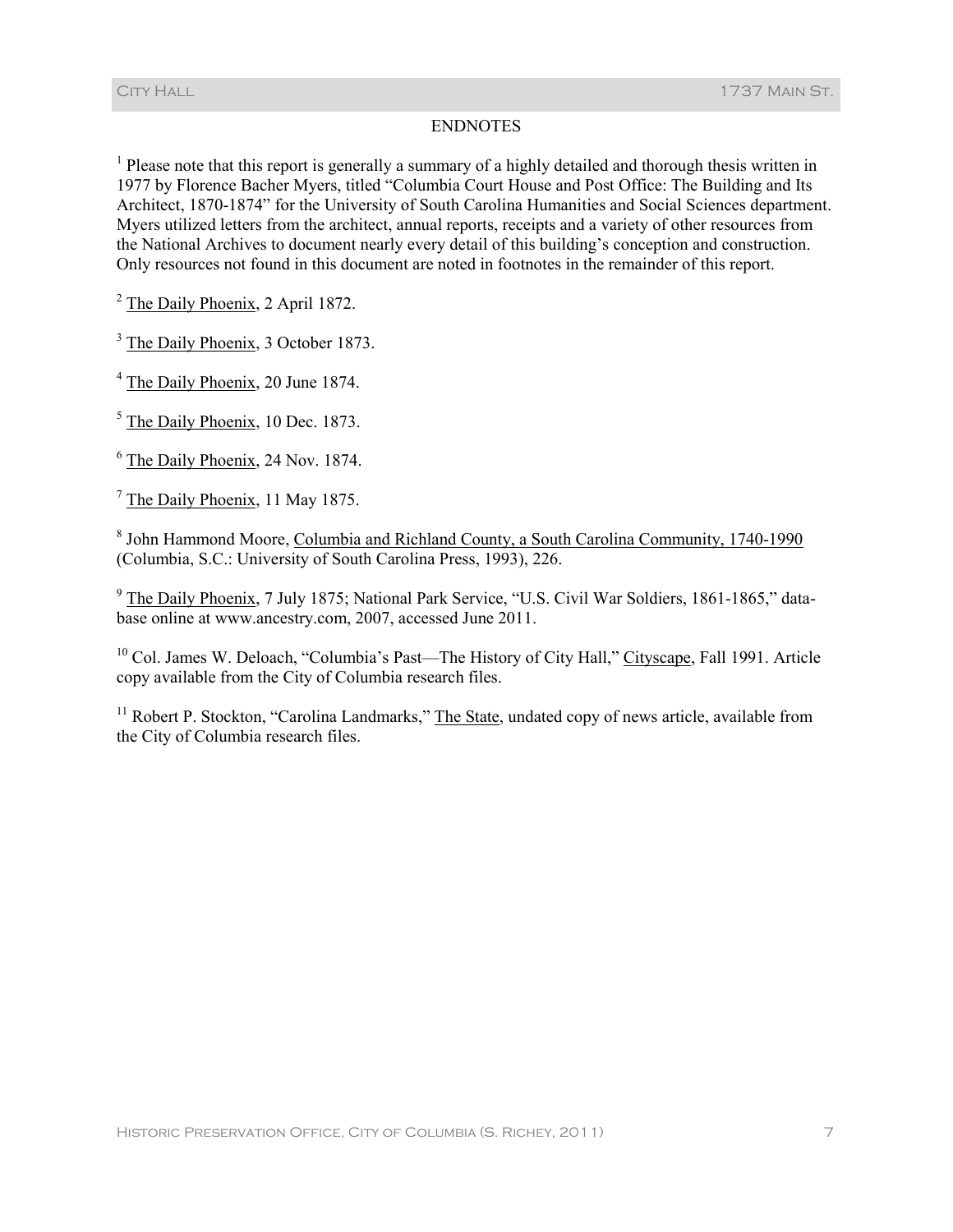## ENDNOTES

[1] Please note that this report is generally a summary of a highly detailed and thorough thesis written in 1977 by Florence Bacher Myers, titled "Columbia Court House and Post Office: The Building and Its Architect, 1870-1874" for the University of South Carolina Humanities and Social Sciences department. Myers utilized letters from the architect, annual reports, receipts and a variety of other resources from the National Archives to document nearly every detail of this building's conception and construction. Only resources not found in this document are noted in footnotes in the remainder of this report.

[2] The Daily Phoenix, 2 April 1872.

[3] The Daily Phoenix, 3 October 1873.

[4] The Daily Phoenix, 20 June 1874.

[5] The Daily Phoenix, 10 Dec. 1873.

[6] The Daily Phoenix, 24 Nov. 1874.

[7] The Daily Phoenix, 11 May 1875.

[8] John Hammond Moore, Columbia and Richland County, a South Carolina Community, 1740-1990 (Columbia, S.C.: University of South Carolina Press, 1993), 226.

[9] The Daily Phoenix, 7 July 1875; National Park Service, "U.S. Civil War Soldiers, 1861-1865," database online at www.ancestry.com, 2007, accessed June 2011.

[10] Col. James W. Deloach, "Columbia's Past—The History of City Hall," Cityscape, Fall 1991. Article copy available from the City of Columbia research files.

[11] Robert P. Stockton, "Carolina Landmarks," The State, undated copy of news article, available from the City of Columbia research files.